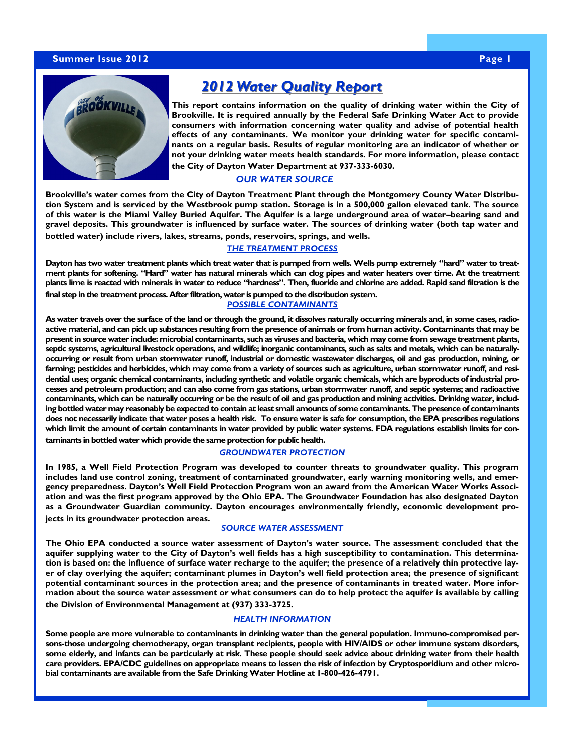# 2012 Water Quality Report

**This report contains information on the quality of drinking water within the City of Brookville. It is required annually by the Federal Safe Drinking Water Act to provide consumers with information concerning water quality and advise of potential health effects of any contaminants. We monitor your drinking water for specific contaminants on a regular basis. Results of regular monitoring are an indicator of whether or not your drinking water meets health standards. For more information, please contact the City of Dayton Water Department at 937-333-6030.**

## OUR WATER SOURCE

**Brookville's water comes from the City of Dayton Treatment Plant through the Montgomery County Water Distribution System and is serviced by the Westbrook pump station. Storage is in a 500,000 gallon elevated tank. The source of this water is the Miami Valley Buried Aquifer. The Aquifer is a large underground area of water–bearing sand and gravel deposits. This groundwater is influenced by surface water. The sources of drinking water (both tap water and bottled water) include rivers, lakes, streams, ponds, reservoirs, springs, and wells.**

## THE TREATMENT PROCESS

**Dayton has two water treatment plants which treat water that is pumped from wells. Wells pump extremely "hard" water to treatment plants for softening. "Hard" water has natural minerals which can clog pipes and water heaters over time. At the treatment plants lime is reacted with minerals in water to reduce "hardness". Then, fluoride and chlorine are added. Rapid sand filtration is the final step in the treatment process. After filtration, water is pumped to the distribution system.**

## POSSIBLE CONTAMINANTS

**As water travels over the surface of the land or through the ground, it dissolves naturally occurring minerals and, in some cases, radioactive material, and can pick up substances resulting from the presence of animals or from human activity. Contaminants that may be present in source water include: microbial contaminants, such as viruses and bacteria, which may come from sewage treatment plants, septic systems, agricultural livestock operations, and wildlife; inorganic contaminants, such as salts and metals, which can be naturally-occurring or result from urban stormwater runoff, industrial or domestic wastewater discharges, oil and gas production, mining, or farming; pesticides and herbicides, which may come from a variety of sources such as agriculture, urban stormwater runoff, and residential uses; organic chemical contaminants, including synthetic and volatile organic chemicals, which are byproducts of industrial processes and petroleum production; and can also come from gas stations, urban stormwater runoff, and septic systems; and radioactive contaminants, which can be naturally occurring or be the result of oil and gas production and mining activities. Drinking water, including bottled water may reasonably be expected to contain at least small amounts of some contaminants. The presence of contaminants does not necessarily indicate that water poses a health risk. To ensure water is safe for consumption, the EPA prescribes regulations which limit the amount of certain contaminants in water provided by public water systems. FDA regulations establish limits for contaminants in bottled water which provide the same protection for public health.**

## GROUNDWATER PROTECTION

**In 1985, a Well Field Protection Program was developed to counter threats to groundwater quality. This program includes land use control zoning, treatment of contaminated groundwater, early warning monitoring wells, and emergency preparedness. Dayton's Well Field Protection Program won an award from the American Water Works Association and was the first program approved by the Ohio EPA. The Groundwater Foundation has also designated Dayton as a Groundwater Guardian community. Dayton encourages environmentally friendly, economic development projects in its groundwater protection areas.**

## SOURCE WATER ASSESSMENT

**The Ohio EPA conducted a source water assessment of Dayton's water source. The assessment concluded that the aquifer supplying water to the City of Dayton's well fields has a high susceptibility to contamination. This determination is based on: the influence of surface water recharge to the aquifer; the presence of a relatively thin protective layer of clay overlying the aquifer; contaminant plumes in Dayton's well field protection area; the presence of significant potential contaminant sources in the protection area; and the presence of contaminants in treated water. More information about the source water assessment or what consumers can do to help protect the aquifer is available by calling the Division of Environmental Management at (937) 333-3725.**

## HEALTH INFORMATION

**Some people are more vulnerable to contaminants in drinking water than the general population. Immuno-compromised persons-those undergoing chemotherapy, organ transplant recipients, people with HIV/AIDS or other immune system disorders, some elderly, and infants can be particularly at risk. These people should seek advice about drinking water from their health care providers. EPA/CDC guidelines on appropriate means to lessen the risk of infection by Cryptosporidium and other microbial contaminants are available from the Safe Drinking Water Hotline at 1-800-426-4791.**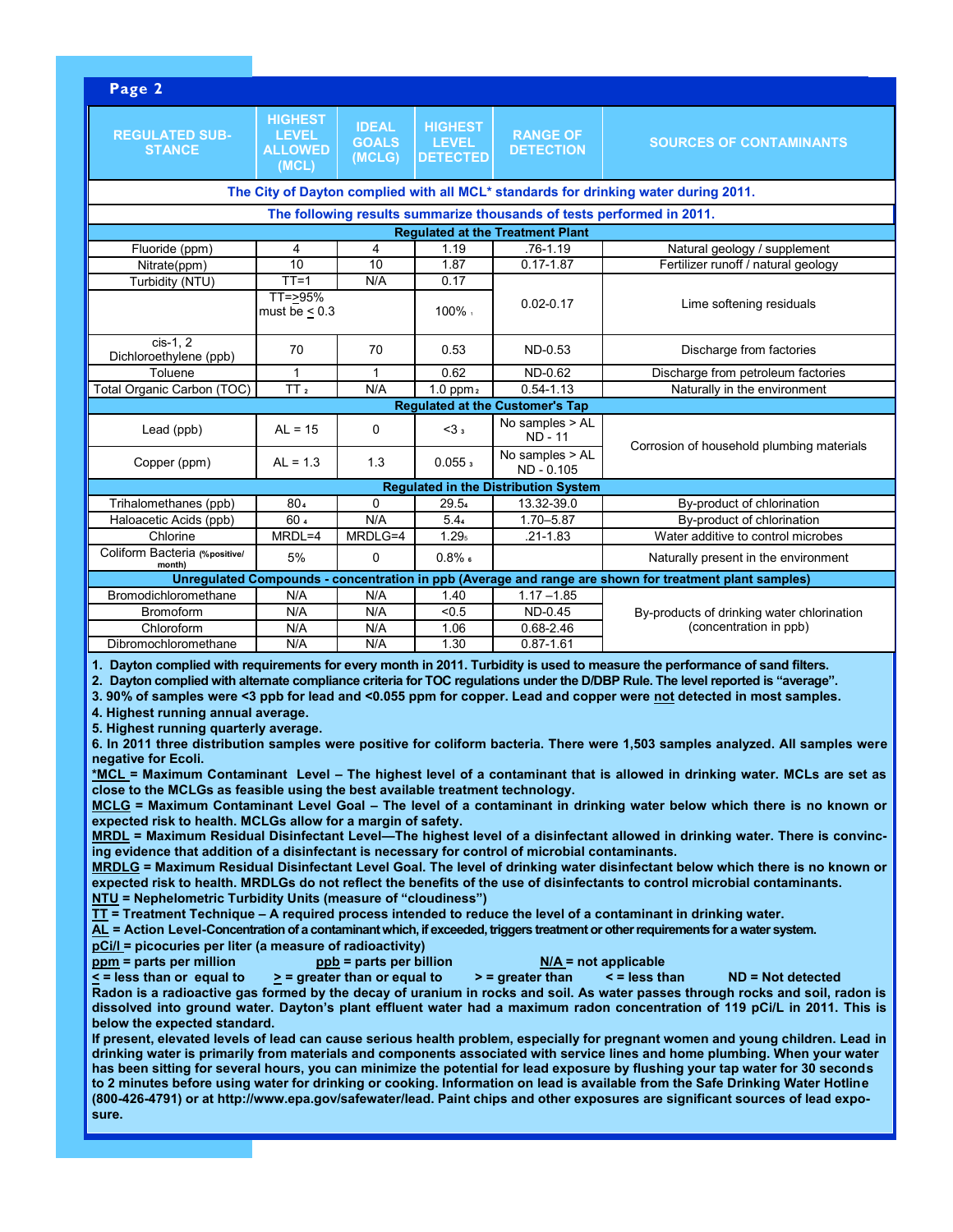## Page 2

| REGULATED SUBSTANCE | HIGHEST LEVEL ALLOWED (MCL) | IDEAL GOALS (MCLG) | HIGHEST LEVEL DETECTED | RANGE OF DETECTION | SOURCES OF CONTAMINANTS |
|---|---|---|---|---|---|
| **The City of Dayton complied with all MCL* standards for drinking water during 2011.** | | | | | |
| **The following results summarize thousands of tests performed in 2011.** | | | | | |
| **Regulated at the Treatment Plant** | | | | | |
| Fluoride (ppm) | 4 | 4 | 1.19 | .76-1.19 | Natural geology / supplement |
| Nitrate(ppm) | 10 | 10 | 1.87 | 0.17-1.87 | Fertilizer runoff / natural geology |
| Turbidity (NTU) | TT=1 | N/A | 0.17 | 0.02-0.17 | Lime softening residuals |
| | TT=>95% must be < 0.3 | | 100% 1 | | |
| cis-1, 2 Dichloroethylene (ppb) | 70 | 70 | 0.53 | ND-0.53 | Discharge from factories |
| Toluene | 1 | 1 | 0.62 | ND-0.62 | Discharge from petroleum factories |
| Total Organic Carbon (TOC) | TT 2 | N/A | 1.0 ppm 2 | 0.54-1.13 | Naturally in the environment |
| **Regulated at the Customer's Tap** | | | | | |
| Lead (ppb) | AL = 15 | 0 | <3 3 | No samples > AL ND - 11 | Corrosion of household plumbing materials |
| Copper (ppm) | AL = 1.3 | 1.3 | 0.055 3 | No samples > AL ND - 0.105 | |
| **Regulated in the Distribution System** | | | | | |
| Trihalomethanes (ppb) | 80 4 | 0 | 29.5 4 | 13.32-39.0 | By-product of chlorination |
| Haloacetic Acids (ppb) | 60 4 | N/A | 5.4 4 | 1.70–5.87 | By-product of chlorination |
| Chlorine | MRDL=4 | MRDLG=4 | 1.29 5 | .21-1.83 | Water additive to control microbes |
| Coliform Bacteria (%positive/month) | 5% | 0 | 0.8% 6 | | Naturally present in the environment |
| **Unregulated Compounds - concentration in ppb (Average and range are shown for treatment plant samples)** | | | | | |
| Bromodichloromethane | N/A | N/A | 1.40 | 1.17 –1.85 | By-products of drinking water chlorination (concentration in ppb) |
| Bromoform | N/A | N/A | <0.5 | ND-0.45 | |
| Chloroform | N/A | N/A | 1.06 | 0.68-2.46 | |
| Dibromochloromethane | N/A | N/A | 1.30 | 0.87-1.61 | |

**1. Dayton complied with requirements for every month in 2011. Turbidity is used to measure the performance of sand filters.**
**2. Dayton complied with alternate compliance criteria for TOC regulations under the D/DBP Rule. The level reported is "average".**
**3. 90% of samples were <3 ppb for lead and <0.055 ppm for copper. Lead and copper were not detected in most samples.**
**4. Highest running annual average.**
**5. Highest running quarterly average.**
**6. In 2011 three distribution samples were positive for coliform bacteria. There were 1,503 samples analyzed. All samples were negative for Ecoli.**

**\*MCL = Maximum Contaminant Level – The highest level of a contaminant that is allowed in drinking water. MCLs are set as close to the MCLGs as feasible using the best available treatment technology.**
**MCLG = Maximum Contaminant Level Goal – The level of a contaminant in drinking water below which there is no known or expected risk to health. MCLGs allow for a margin of safety.**
**MRDL = Maximum Residual Disinfectant Level—The highest level of a disinfectant allowed in drinking water. There is convincing evidence that addition of a disinfectant is necessary for control of microbial contaminants.**
**MRDLG = Maximum Residual Disinfectant Level Goal. The level of drinking water disinfectant below which there is no known or expected risk to health. MRDLGs do not reflect the benefits of the use of disinfectants to control microbial contaminants.**
**NTU = Nephelometric Turbidity Units (measure of "cloudiness")**
**TT = Treatment Technique – A required process intended to reduce the level of a contaminant in drinking water.**
**AL = Action Level-Concentration of a contaminant which, if exceeded, triggers treatment or other requirements for a water system.**
**pCi/l = picocuries per liter (a measure of radioactivity)**
**ppm = parts per million ppb = parts per billion N/A = not applicable**
**< = less than or equal to > = greater than or equal to > = greater than < = less than ND = Not detected**

**Radon is a radioactive gas formed by the decay of uranium in rocks and soil. As water passes through rocks and soil, radon is dissolved into ground water. Dayton's plant effluent water had a maximum radon concentration of 119 pCi/L in 2011. This is below the expected standard.**

**If present, elevated levels of lead can cause serious health problem, especially for pregnant women and young children. Lead in drinking water is primarily from materials and components associated with service lines and home plumbing. When your water has been sitting for several hours, you can minimize the potential for lead exposure by flushing your tap water for 30 seconds to 2 minutes before using water for drinking or cooking. Information on lead is available from the Safe Drinking Water Hotline (800-426-4791) or at http://www.epa.gov/safewater/lead. Paint chips and other exposures are significant sources of lead exposure.**